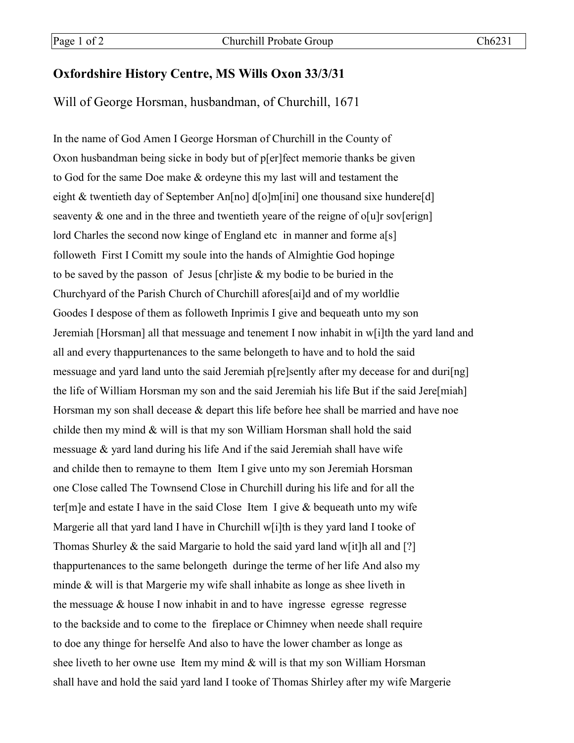# Oxfordshire History Centre, MS Wills Oxon 33/3/31

## Will of George Horsman, husbandman, of Churchill, 1671

In the name of God Amen I George Horsman of Churchill in the County of
Oxon husbandman being sicke in body but of p[er]fect memorie thanks be given
to God for the same Doe make & ordeyne this my last will and testament the
eight & twentieth day of September An[no] d[o]m[ini] one thousand sixe hundere[d]
seaventy & one and in the three and twentieth yeare of the reigne of o[u]r sov[erign]
lord Charles the second now kinge of England etc in manner and forme a[s]
followeth First I Comitt my soule into the hands of Almightie God hopinge
to be saved by the passon of Jesus [chr]iste & my bodie to be buried in the
Churchyard of the Parish Church of Churchill afores[ai]d and of my worldlie
Goodes I despose of them as followeth Inprimis I give and bequeath unto my son
Jeremiah [Horsman] all that messuage and tenement I now inhabit in w[i]th the yard land and
all and every thappurtenances to the same belongeth to have and to hold the said
messuage and yard land unto the said Jeremiah p[re]sently after my decease for and duri[ng]
the life of William Horsman my son and the said Jeremiah his life But if the said Jere[miah]
Horsman my son shall decease & depart this life before hee shall be married and have noe
childe then my mind & will is that my son William Horsman shall hold the said
messuage & yard land during his life And if the said Jeremiah shall have wife
and childe then to remayne to them Item I give unto my son Jeremiah Horsman
one Close called The Townsend Close in Churchill during his life and for all the
ter[m]e and estate I have in the said Close Item I give & bequeath unto my wife
Margerie all that yard land I have in Churchill w[i]th is they yard land I tooke of
Thomas Shurley & the said Margarie to hold the said yard land w[it]h all and [?]
thappurtenances to the same belongeth duringe the terme of her life And also my
minde & will is that Margerie my wife shall inhabite as longe as shee liveth in
the messuage & house I now inhabit in and to have ingresse egresse regresse
to the backside and to come to the fireplace or Chimney when neede shall require
to doe any thinge for herselfe And also to have the lower chamber as longe as
shee liveth to her owne use Item my mind & will is that my son William Horsman
shall have and hold the said yard land I tooke of Thomas Shirley after my wife Margerie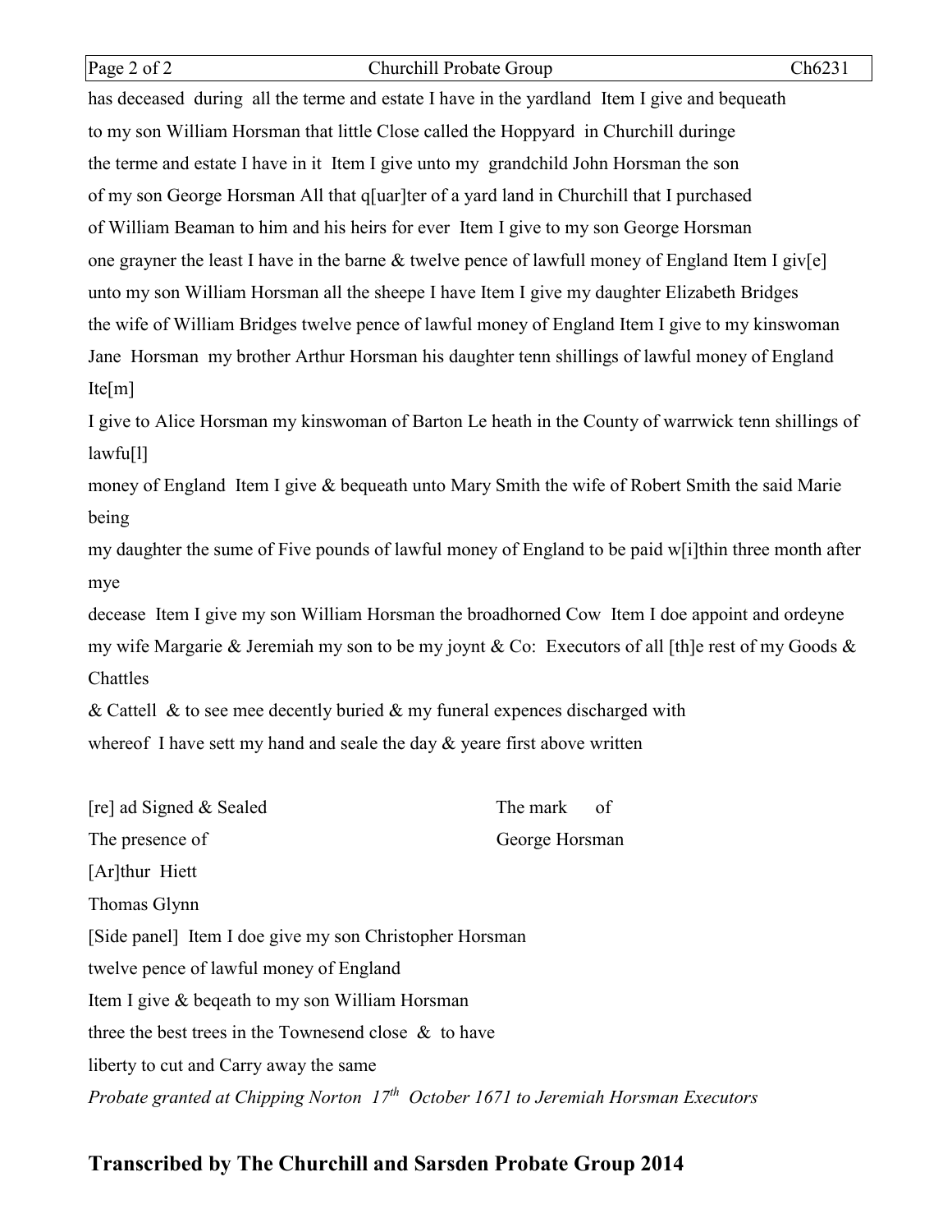has deceased during all the terme and estate I have in the yardland Item I give and bequeath to my son William Horsman that little Close called the Hoppyard in Churchill duringe the terme and estate I have in it Item I give unto my grandchild John Horsman the son of my son George Horsman All that q[uar]ter of a yard land in Churchill that I purchased of William Beaman to him and his heirs for ever Item I give to my son George Horsman one grayner the least I have in the barne & twelve pence of lawfull money of England Item I giv[e] unto my son William Horsman all the sheepe I have Item I give my daughter Elizabeth Bridges the wife of William Bridges twelve pence of lawful money of England Item I give to my kinswoman Jane Horsman my brother Arthur Horsman his daughter tenn shillings of lawful money of England Ite[m]
I give to Alice Horsman my kinswoman of Barton Le heath in the County of warrwick tenn shillings of lawfu[l]
money of England Item I give & bequeath unto Mary Smith the wife of Robert Smith the said Marie being
my daughter the sume of Five pounds of lawful money of England to be paid w[i]thin three month after mye
decease Item I give my son William Horsman the broadhorned Cow Item I doe appoint and ordeyne my wife Margarie & Jeremiah my son to be my joynt & Co: Executors of all [th]e rest of my Goods & Chattles
& Cattell & to see mee decently buried & my funeral expences discharged with whereof I have sett my hand and seale the day & yeare first above written

[re] ad Signed & Sealed
The presence of
[Ar]thur Hiett
Thomas Glynn

The mark of
George Horsman

[Side panel] Item I doe give my son Christopher Horsman
twelve pence of lawful money of England
Item I give & beqeath to my son William Horsman
three the best trees in the Townesend close & to have
liberty to cut and Carry away the same

*Probate granted at Chipping Norton 17th October 1671 to Jeremiah Horsman Executors*

**Transcribed by The Churchill and Sarsden Probate Group 2014**